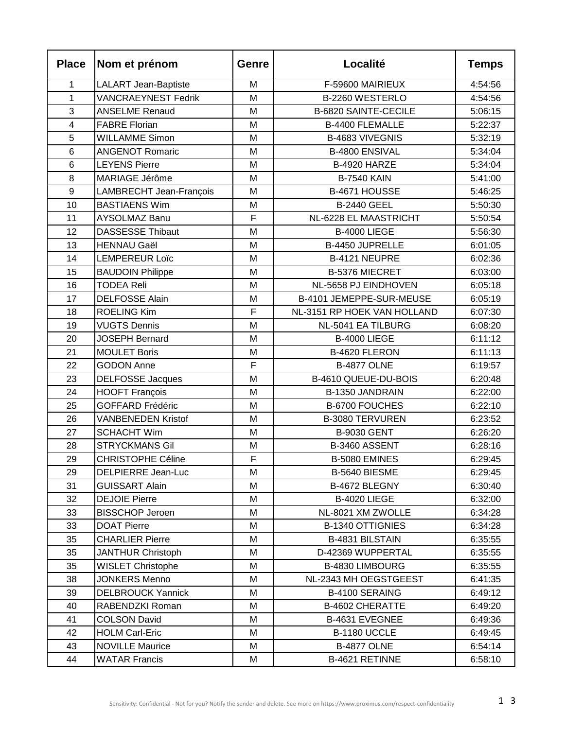| Place | Nom et prénom | Genre | Localité | Temps |
| --- | --- | --- | --- | --- |
| 1 | LALART Jean-Baptiste | M | F-59600 MAIRIEUX | 4:54:56 |
| 1 | VANCRAEYNEST Fedrik | M | B-2260 WESTERLO | 4:54:56 |
| 3 | ANSELME Renaud | M | B-6820 SAINTE-CECILE | 5:06:15 |
| 4 | FABRE Florian | M | B-4400 FLEMALLE | 5:22:37 |
| 5 | WILLAMME Simon | M | B-4683 VIVEGNIS | 5:32:19 |
| 6 | ANGENOT Romaric | M | B-4800 ENSIVAL | 5:34:04 |
| 6 | LEYENS Pierre | M | B-4920 HARZE | 5:34:04 |
| 8 | MARIAGE Jérôme | M | B-7540 KAIN | 5:41:00 |
| 9 | LAMBRECHT Jean-François | M | B-4671 HOUSSE | 5:46:25 |
| 10 | BASTIAENS Wim | M | B-2440 GEEL | 5:50:30 |
| 11 | AYSOLMAZ Banu | F | NL-6228 EL MAASTRICHT | 5:50:54 |
| 12 | DASSESSE Thibaut | M | B-4000 LIEGE | 5:56:30 |
| 13 | HENNAU Gaël | M | B-4450 JUPRELLE | 6:01:05 |
| 14 | LEMPEREUR Loïc | M | B-4121 NEUPRE | 6:02:36 |
| 15 | BAUDOIN Philippe | M | B-5376 MIECRET | 6:03:00 |
| 16 | TODEA Reli | M | NL-5658 PJ EINDHOVEN | 6:05:18 |
| 17 | DELFOSSE Alain | M | B-4101 JEMEPPE-SUR-MEUSE | 6:05:19 |
| 18 | ROELING Kim | F | NL-3151 RP HOEK VAN HOLLAND | 6:07:30 |
| 19 | VUGTS Dennis | M | NL-5041 EA TILBURG | 6:08:20 |
| 20 | JOSEPH Bernard | M | B-4000 LIEGE | 6:11:12 |
| 21 | MOULET Boris | M | B-4620 FLERON | 6:11:13 |
| 22 | GODON Anne | F | B-4877 OLNE | 6:19:57 |
| 23 | DELFOSSE Jacques | M | B-4610 QUEUE-DU-BOIS | 6:20:48 |
| 24 | HOOFT François | M | B-1350 JANDRAIN | 6:22:00 |
| 25 | GOFFARD Frédéric | M | B-6700 FOUCHES | 6:22:10 |
| 26 | VANBENEDEN Kristof | M | B-3080 TERVUREN | 6:23:52 |
| 27 | SCHACHT Wim | M | B-9030 GENT | 6:26:20 |
| 28 | STRYCKMANS Gil | M | B-3460 ASSENT | 6:28:16 |
| 29 | CHRISTOPHE Céline | F | B-5080 EMINES | 6:29:45 |
| 29 | DELPIERRE Jean-Luc | M | B-5640 BIESME | 6:29:45 |
| 31 | GUISSART Alain | M | B-4672 BLEGNY | 6:30:40 |
| 32 | DEJOIE Pierre | M | B-4020 LIEGE | 6:32:00 |
| 33 | BISSCHOP Jeroen | M | NL-8021 XM ZWOLLE | 6:34:28 |
| 33 | DOAT Pierre | M | B-1340 OTTIGNIES | 6:34:28 |
| 35 | CHARLIER Pierre | M | B-4831 BILSTAIN | 6:35:55 |
| 35 | JANTHUR Christoph | M | D-42369 WUPPERTAL | 6:35:55 |
| 35 | WISLET Christophe | M | B-4830 LIMBOURG | 6:35:55 |
| 38 | JONKERS Menno | M | NL-2343 MH OEGSTGEEST | 6:41:35 |
| 39 | DELBROUCK Yannick | M | B-4100 SERAING | 6:49:12 |
| 40 | RABENDZKI Roman | M | B-4602 CHERATTE | 6:49:20 |
| 41 | COLSON David | M | B-4631 EVEGNEE | 6:49:36 |
| 42 | HOLM Carl-Eric | M | B-1180 UCCLE | 6:49:45 |
| 43 | NOVILLE Maurice | M | B-4877 OLNE | 6:54:14 |
| 44 | WATAR Francis | M | B-4621 RETINNE | 6:58:10 |

Sensitivity: Confidential - Not for you? Notify the sender and delete. See more on https://www.proximus.com/respect-confidentiality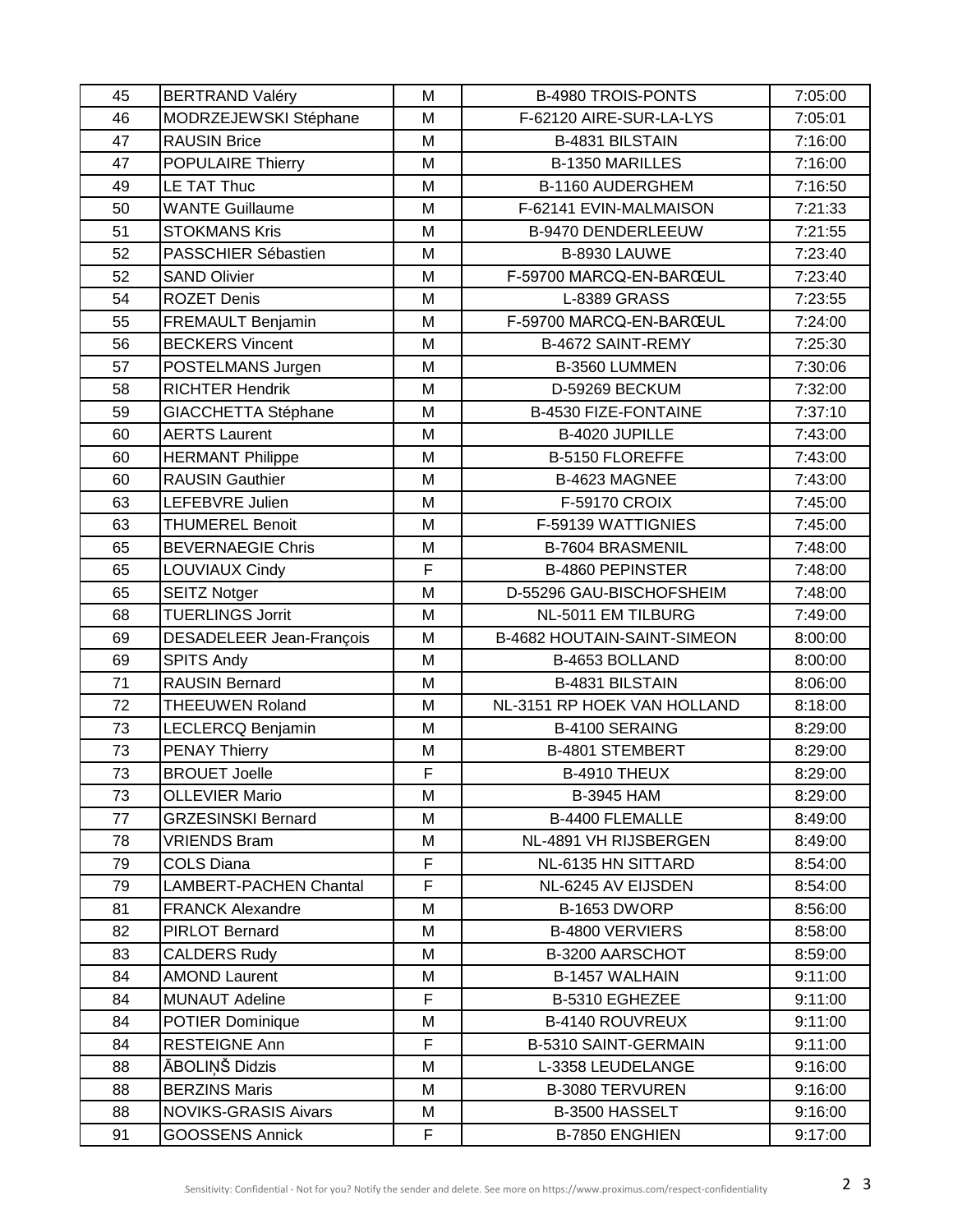| 45 | BERTRAND Valéry | M | B-4980 TROIS-PONTS | 7:05:00 |
|---|---|---|---|---|
| 46 | MODRZEJEWSKI Stéphane | M | F-62120 AIRE-SUR-LA-LYS | 7:05:01 |
| 47 | RAUSIN Brice | M | B-4831 BILSTAIN | 7:16:00 |
| 47 | POPULAIRE Thierry | M | B-1350 MARILLES | 7:16:00 |
| 49 | LE TAT Thuc | M | B-1160 AUDERGHEM | 7:16:50 |
| 50 | WANTE Guillaume | M | F-62141 EVIN-MALMAISON | 7:21:33 |
| 51 | STOKMANS Kris | M | B-9470 DENDERLEEUW | 7:21:55 |
| 52 | PASSCHIER Sébastien | M | B-8930 LAUWE | 7:23:40 |
| 52 | SAND Olivier | M | F-59700 MARCQ-EN-BARŒUL | 7:23:40 |
| 54 | ROZET Denis | M | L-8389 GRASS | 7:23:55 |
| 55 | FREMAULT Benjamin | M | F-59700 MARCQ-EN-BARŒUL | 7:24:00 |
| 56 | BECKERS Vincent | M | B-4672 SAINT-REMY | 7:25:30 |
| 57 | POSTELMANS Jurgen | M | B-3560 LUMMEN | 7:30:06 |
| 58 | RICHTER Hendrik | M | D-59269 BECKUM | 7:32:00 |
| 59 | GIACCHETTA Stéphane | M | B-4530 FIZE-FONTAINE | 7:37:10 |
| 60 | AERTS Laurent | M | B-4020 JUPILLE | 7:43:00 |
| 60 | HERMANT Philippe | M | B-5150 FLOREFFE | 7:43:00 |
| 60 | RAUSIN Gauthier | M | B-4623 MAGNEE | 7:43:00 |
| 63 | LEFEBVRE Julien | M | F-59170 CROIX | 7:45:00 |
| 63 | THUMEREL Benoit | M | F-59139 WATTIGNIES | 7:45:00 |
| 65 | BEVERNAEGIE Chris | M | B-7604 BRASMENIL | 7:48:00 |
| 65 | LOUVIAUX Cindy | F | B-4860 PEPINSTER | 7:48:00 |
| 65 | SEITZ Notger | M | D-55296 GAU-BISCHOFSHEIM | 7:48:00 |
| 68 | TUERLINGS Jorrit | M | NL-5011 EM TILBURG | 7:49:00 |
| 69 | DESADELEER Jean-François | M | B-4682 HOUTAIN-SAINT-SIMEON | 8:00:00 |
| 69 | SPITS Andy | M | B-4653 BOLLAND | 8:00:00 |
| 71 | RAUSIN Bernard | M | B-4831 BILSTAIN | 8:06:00 |
| 72 | THEEUWEN Roland | M | NL-3151 RP HOEK VAN HOLLAND | 8:18:00 |
| 73 | LECLERCQ Benjamin | M | B-4100 SERAING | 8:29:00 |
| 73 | PENAY Thierry | M | B-4801 STEMBERT | 8:29:00 |
| 73 | BROUET Joelle | F | B-4910 THEUX | 8:29:00 |
| 73 | OLLEVIER Mario | M | B-3945 HAM | 8:29:00 |
| 77 | GRZESINSKI Bernard | M | B-4400 FLEMALLE | 8:49:00 |
| 78 | VRIENDS Bram | M | NL-4891 VH RIJSBERGEN | 8:49:00 |
| 79 | COLS Diana | F | NL-6135 HN SITTARD | 8:54:00 |
| 79 | LAMBERT-PACHEN Chantal | F | NL-6245 AV EIJSDEN | 8:54:00 |
| 81 | FRANCK Alexandre | M | B-1653 DWORP | 8:56:00 |
| 82 | PIRLOT Bernard | M | B-4800 VERVIERS | 8:58:00 |
| 83 | CALDERS Rudy | M | B-3200 AARSCHOT | 8:59:00 |
| 84 | AMOND Laurent | M | B-1457 WALHAIN | 9:11:00 |
| 84 | MUNAUT Adeline | F | B-5310 EGHEZEE | 9:11:00 |
| 84 | POTIER Dominique | M | B-4140 ROUVREUX | 9:11:00 |
| 84 | RESTEIGNE Ann | F | B-5310 SAINT-GERMAIN | 9:11:00 |
| 88 | ĀBOLIŅŠ Didzis | M | L-3358 LEUDELANGE | 9:16:00 |
| 88 | BERZINS Maris | M | B-3080 TERVUREN | 9:16:00 |
| 88 | NOVIKS-GRASIS Aivars | M | B-3500 HASSELT | 9:16:00 |
| 91 | GOOSSENS Annick | F | B-7850 ENGHIEN | 9:17:00 |

Sensitivity: Confidential - Not for you? Notify the sender and delete. See more on https://www.proximus.com/respect-confidentiality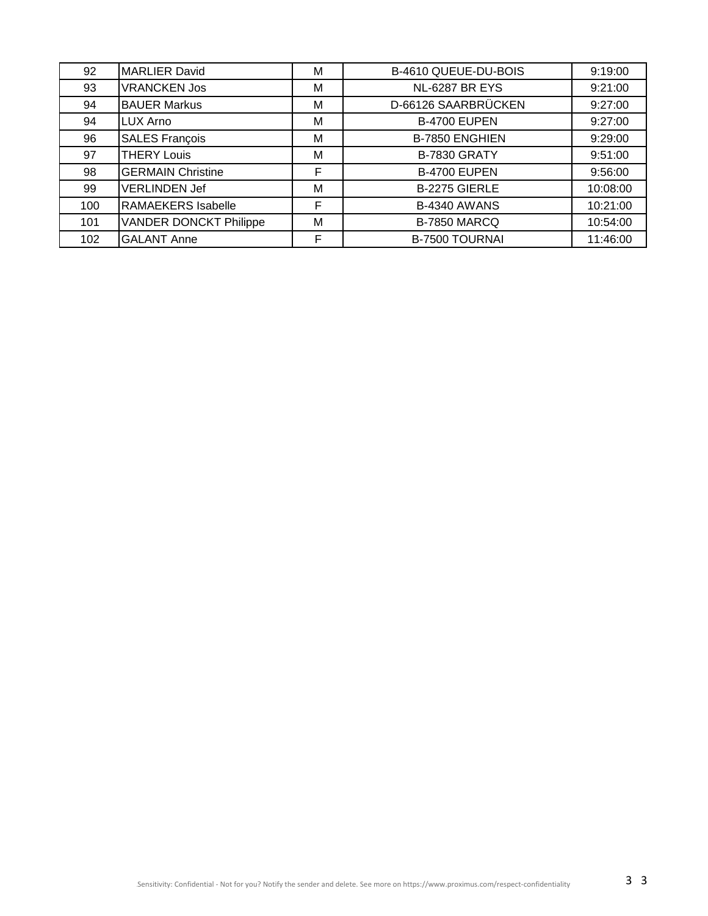| | | | | |
|---|---|---|---|---|
| 92 | MARLIER David | M | B-4610 QUEUE-DU-BOIS | 9:19:00 |
| 93 | VRANCKEN Jos | M | NL-6287 BR EYS | 9:21:00 |
| 94 | BAUER Markus | M | D-66126 SAARBRÜCKEN | 9:27:00 |
| 94 | LUX Arno | M | B-4700 EUPEN | 9:27:00 |
| 96 | SALES François | M | B-7850 ENGHIEN | 9:29:00 |
| 97 | THERY Louis | M | B-7830 GRATY | 9:51:00 |
| 98 | GERMAIN Christine | F | B-4700 EUPEN | 9:56:00 |
| 99 | VERLINDEN Jef | M | B-2275 GIERLE | 10:08:00 |
| 100 | RAMAEKERS Isabelle | F | B-4340 AWANS | 10:21:00 |
| 101 | VANDER DONCKT Philippe | M | B-7850 MARCQ | 10:54:00 |
| 102 | GALANT Anne | F | B-7500 TOURNAI | 11:46:00 |

Sensitivity: Confidential - Not for you? Notify the sender and delete. See more on https://www.proximus.com/respect-confidentiality